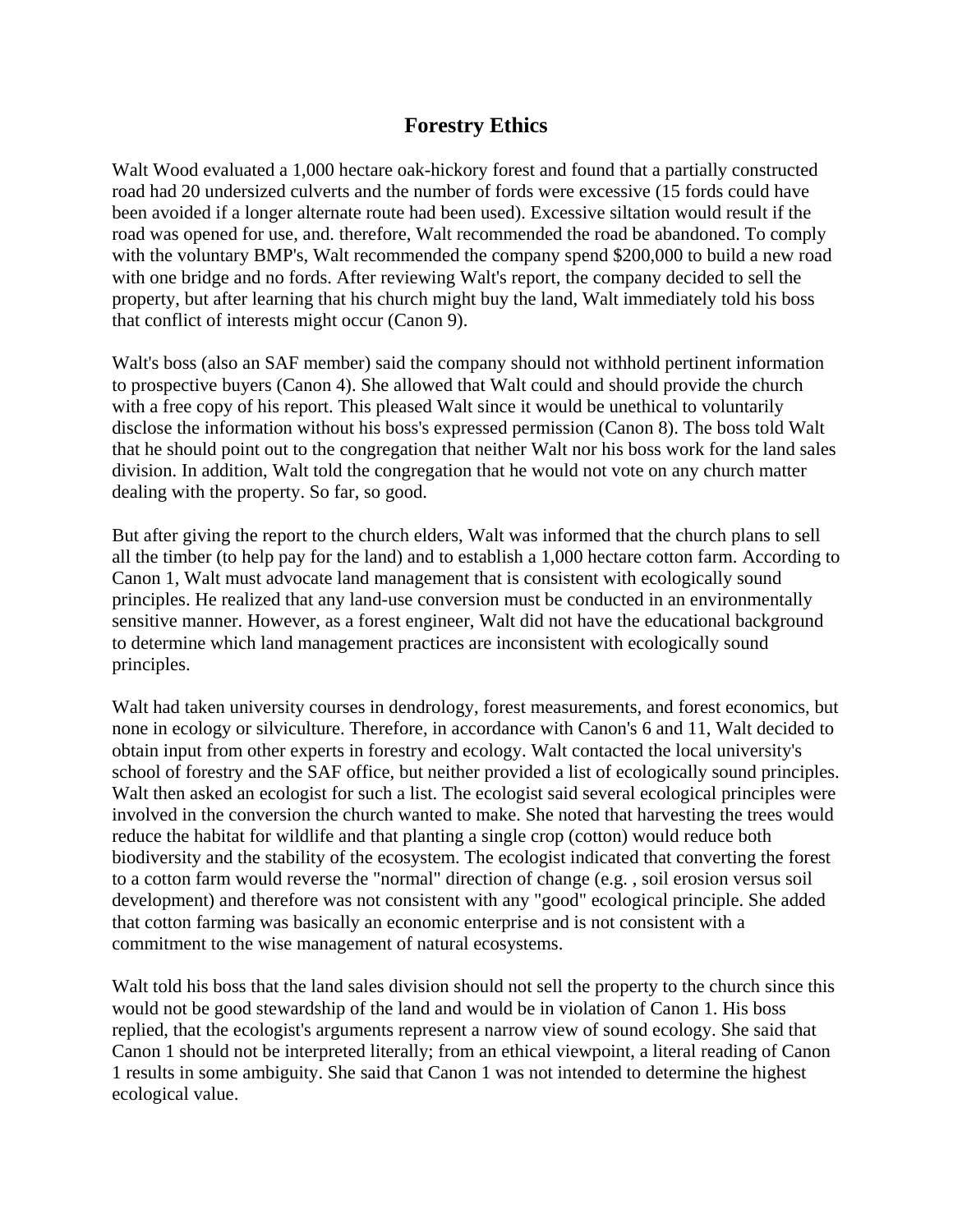# Forestry Ethics

Walt Wood evaluated a 1,000 hectare oak-hickory forest and found that a partially constructed road had 20 undersized culverts and the number of fords were excessive (15 fords could have been avoided if a longer alternate route had been used). Excessive siltation would result if the road was opened for use, and. therefore, Walt recommended the road be abandoned. To comply with the voluntary BMP's, Walt recommended the company spend $200,000 to build a new road with one bridge and no fords. After reviewing Walt's report, the company decided to sell the property, but after learning that his church might buy the land, Walt immediately told his boss that conflict of interests might occur (Canon 9).

Walt's boss (also an SAF member) said the company should not withhold pertinent information to prospective buyers (Canon 4). She allowed that Walt could and should provide the church with a free copy of his report. This pleased Walt since it would be unethical to voluntarily disclose the information without his boss's expressed permission (Canon 8). The boss told Walt that he should point out to the congregation that neither Walt nor his boss work for the land sales division. In addition, Walt told the congregation that he would not vote on any church matter dealing with the property. So far, so good.

But after giving the report to the church elders, Walt was informed that the church plans to sell all the timber (to help pay for the land) and to establish a 1,000 hectare cotton farm. According to Canon 1, Walt must advocate land management that is consistent with ecologically sound principles. He realized that any land-use conversion must be conducted in an environmentally sensitive manner. However, as a forest engineer, Walt did not have the educational background to determine which land management practices are inconsistent with ecologically sound principles.

Walt had taken university courses in dendrology, forest measurements, and forest economics, but none in ecology or silviculture. Therefore, in accordance with Canon's 6 and 11, Walt decided to obtain input from other experts in forestry and ecology. Walt contacted the local university's school of forestry and the SAF office, but neither provided a list of ecologically sound principles. Walt then asked an ecologist for such a list. The ecologist said several ecological principles were involved in the conversion the church wanted to make. She noted that harvesting the trees would reduce the habitat for wildlife and that planting a single crop (cotton) would reduce both biodiversity and the stability of the ecosystem. The ecologist indicated that converting the forest to a cotton farm would reverse the "normal" direction of change (e.g. , soil erosion versus soil development) and therefore was not consistent with any "good" ecological principle. She added that cotton farming was basically an economic enterprise and is not consistent with a commitment to the wise management of natural ecosystems.

Walt told his boss that the land sales division should not sell the property to the church since this would not be good stewardship of the land and would be in violation of Canon 1. His boss replied, that the ecologist's arguments represent a narrow view of sound ecology. She said that Canon 1 should not be interpreted literally; from an ethical viewpoint, a literal reading of Canon 1 results in some ambiguity. She said that Canon 1 was not intended to determine the highest ecological value.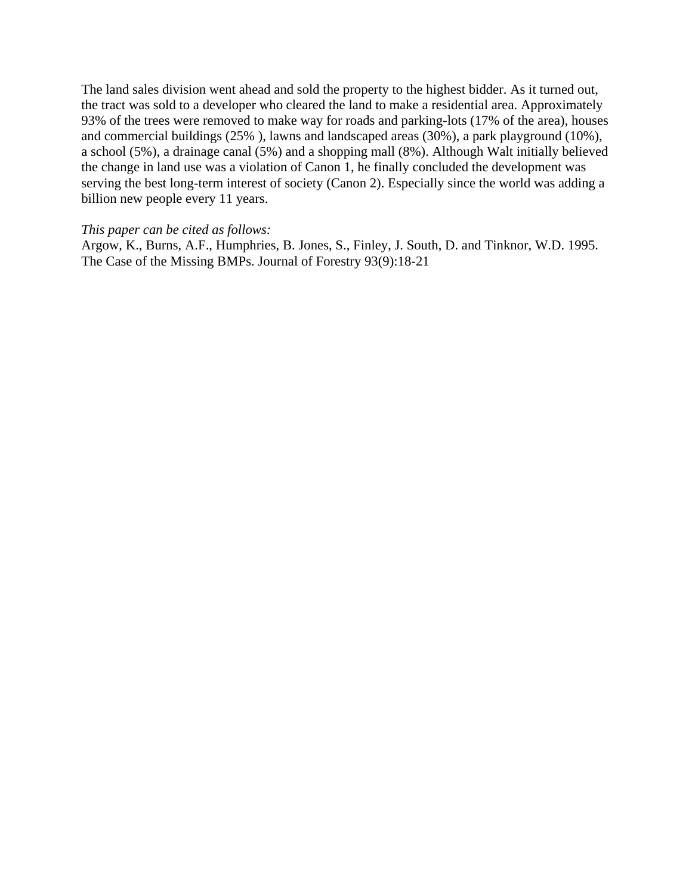The land sales division went ahead and sold the property to the highest bidder. As it turned out, the tract was sold to a developer who cleared the land to make a residential area. Approximately 93% of the trees were removed to make way for roads and parking-lots (17% of the area), houses and commercial buildings (25% ), lawns and landscaped areas (30%), a park playground (10%), a school (5%), a drainage canal (5%) and a shopping mall (8%). Although Walt initially believed the change in land use was a violation of Canon 1, he finally concluded the development was serving the best long-term interest of society (Canon 2). Especially since the world was adding a billion new people every 11 years.

*This paper can be cited as follows:*
Argow, K., Burns, A.F., Humphries, B. Jones, S., Finley, J. South, D. and Tinknor, W.D. 1995. The Case of the Missing BMPs. Journal of Forestry 93(9):18-21